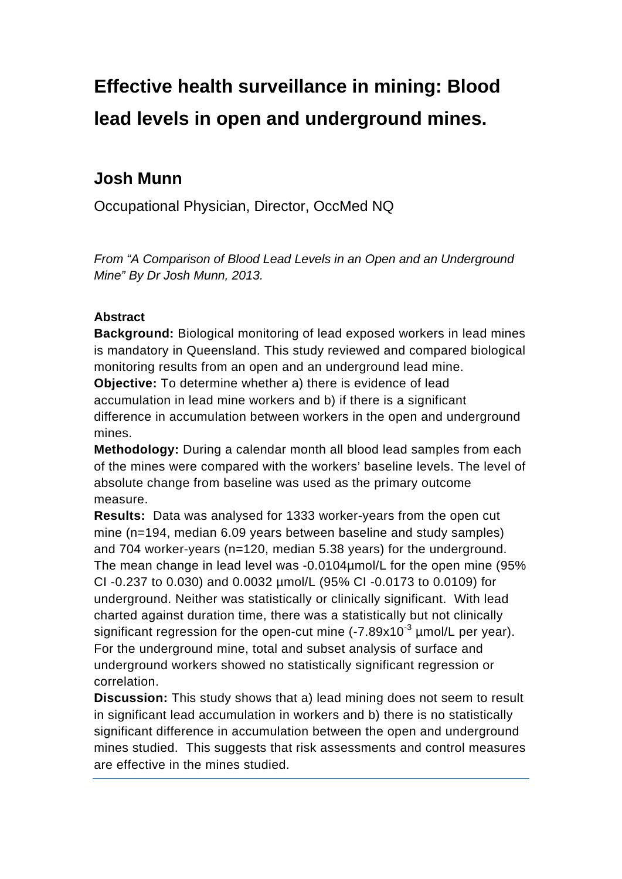# Effective health surveillance in mining: Blood lead levels in open and underground mines.

## Josh Munn

Occupational Physician, Director, OccMed NQ

*From "A Comparison of Blood Lead Levels in an Open and an Underground Mine" By Dr Josh Munn, 2013.*

**Abstract**

**Background:** Biological monitoring of lead exposed workers in lead mines is mandatory in Queensland. This study reviewed and compared biological monitoring results from an open and an underground lead mine.

**Objective:** To determine whether a) there is evidence of lead accumulation in lead mine workers and b) if there is a significant difference in accumulation between workers in the open and underground mines.

**Methodology:** During a calendar month all blood lead samples from each of the mines were compared with the workers' baseline levels. The level of absolute change from baseline was used as the primary outcome measure.

**Results:** Data was analysed for 1333 worker-years from the open cut mine (n=194, median 6.09 years between baseline and study samples) and 704 worker-years (n=120, median 5.38 years) for the underground. The mean change in lead level was -0.0104µmol/L for the open mine (95% CI -0.237 to 0.030) and 0.0032 µmol/L (95% CI -0.0173 to 0.0109) for underground. Neither was statistically or clinically significant. With lead charted against duration time, there was a statistically but not clinically significant regression for the open-cut mine ($-7.89 \times 10^{-3}$ µmol/L per year). For the underground mine, total and subset analysis of surface and underground workers showed no statistically significant regression or correlation.

**Discussion:** This study shows that a) lead mining does not seem to result in significant lead accumulation in workers and b) there is no statistically significant difference in accumulation between the open and underground mines studied. This suggests that risk assessments and control measures are effective in the mines studied.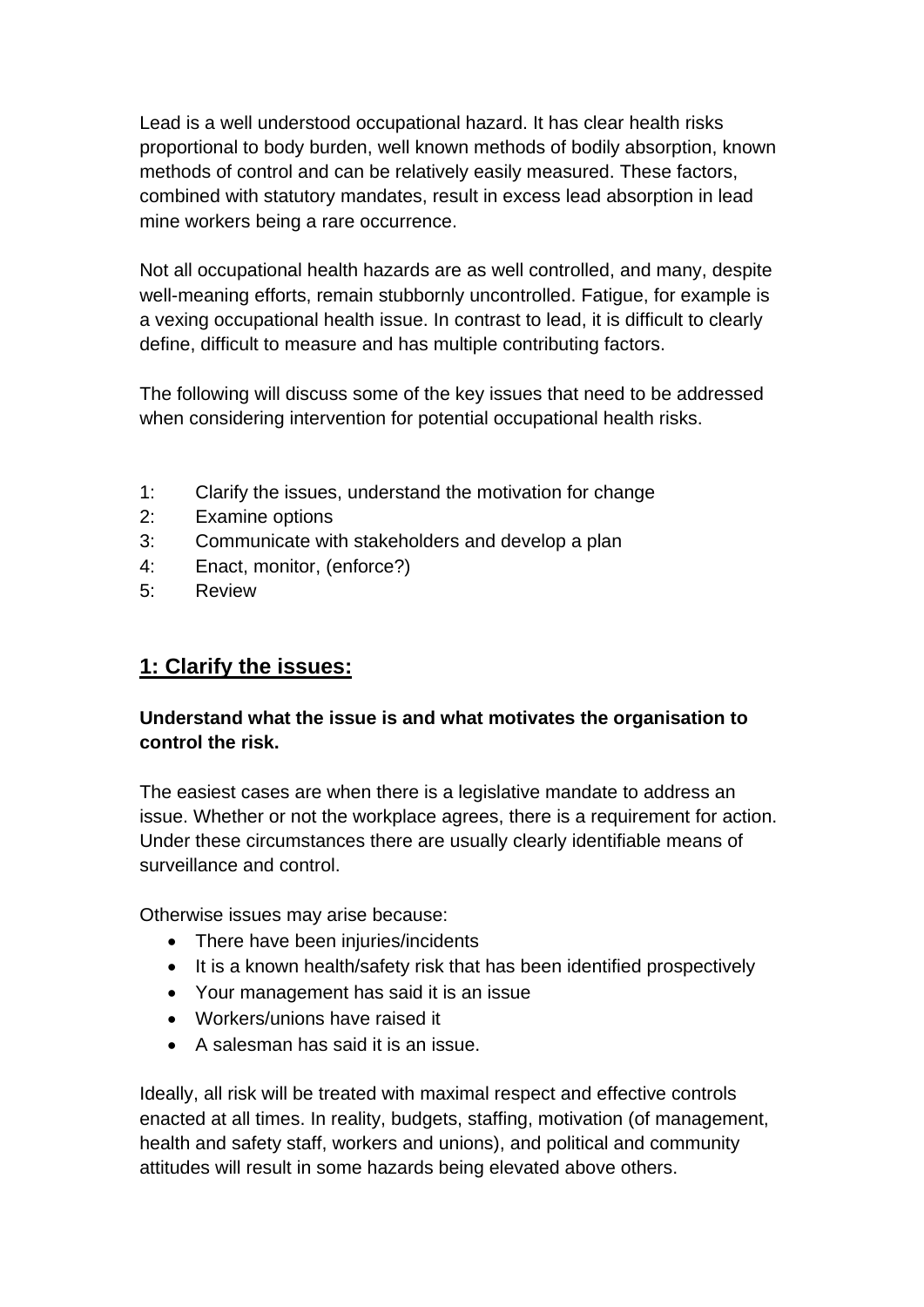Lead is a well understood occupational hazard. It has clear health risks proportional to body burden, well known methods of bodily absorption, known methods of control and can be relatively easily measured. These factors, combined with statutory mandates, result in excess lead absorption in lead mine workers being a rare occurrence.

Not all occupational health hazards are as well controlled, and many, despite well-meaning efforts, remain stubbornly uncontrolled. Fatigue, for example is a vexing occupational health issue. In contrast to lead, it is difficult to clearly define, difficult to measure and has multiple contributing factors.

The following will discuss some of the key issues that need to be addressed when considering intervention for potential occupational health risks.

1: Clarify the issues, understand the motivation for change
2: Examine options
3: Communicate with stakeholders and develop a plan
4: Enact, monitor, (enforce?)
5: Review

## 1: Clarify the issues:

**Understand what the issue is and what motivates the organisation to control the risk.**

The easiest cases are when there is a legislative mandate to address an issue. Whether or not the workplace agrees, there is a requirement for action. Under these circumstances there are usually clearly identifiable means of surveillance and control.

Otherwise issues may arise because:

- There have been injuries/incidents
- It is a known health/safety risk that has been identified prospectively
- Your management has said it is an issue
- Workers/unions have raised it
- A salesman has said it is an issue.

Ideally, all risk will be treated with maximal respect and effective controls enacted at all times. In reality, budgets, staffing, motivation (of management, health and safety staff, workers and unions), and political and community attitudes will result in some hazards being elevated above others.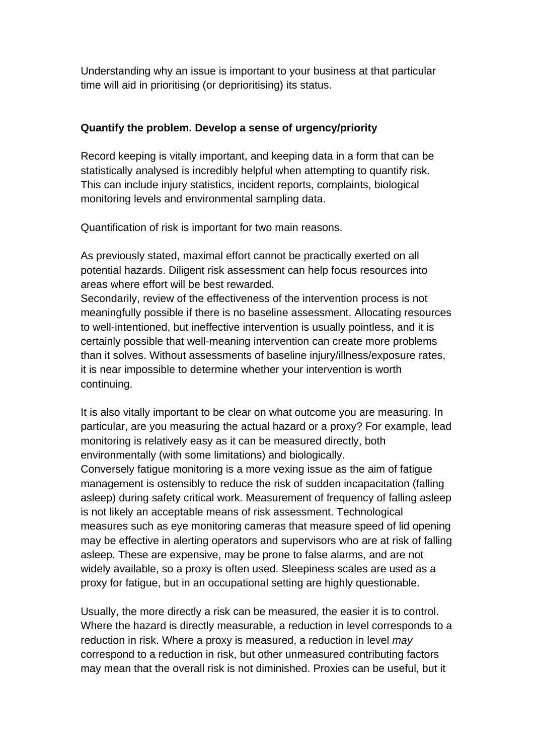Understanding why an issue is important to your business at that particular time will aid in prioritising (or deprioritising) its status.

**Quantify the problem. Develop a sense of urgency/priority**

Record keeping is vitally important, and keeping data in a form that can be statistically analysed is incredibly helpful when attempting to quantify risk. This can include injury statistics, incident reports, complaints, biological monitoring levels and environmental sampling data.

Quantification of risk is important for two main reasons.

As previously stated, maximal effort cannot be practically exerted on all potential hazards. Diligent risk assessment can help focus resources into areas where effort will be best rewarded.
Secondarily, review of the effectiveness of the intervention process is not meaningfully possible if there is no baseline assessment. Allocating resources to well-intentioned, but ineffective intervention is usually pointless, and it is certainly possible that well-meaning intervention can create more problems than it solves. Without assessments of baseline injury/illness/exposure rates, it is near impossible to determine whether your intervention is worth continuing.

It is also vitally important to be clear on what outcome you are measuring. In particular, are you measuring the actual hazard or a proxy? For example, lead monitoring is relatively easy as it can be measured directly, both environmentally (with some limitations) and biologically.
Conversely fatigue monitoring is a more vexing issue as the aim of fatigue management is ostensibly to reduce the risk of sudden incapacitation (falling asleep) during safety critical work. Measurement of frequency of falling asleep is not likely an acceptable means of risk assessment. Technological measures such as eye monitoring cameras that measure speed of lid opening may be effective in alerting operators and supervisors who are at risk of falling asleep. These are expensive, may be prone to false alarms, and are not widely available, so a proxy is often used. Sleepiness scales are used as a proxy for fatigue, but in an occupational setting are highly questionable.

Usually, the more directly a risk can be measured, the easier it is to control. Where the hazard is directly measurable, a reduction in level corresponds to a reduction in risk. Where a proxy is measured, a reduction in level *may* correspond to a reduction in risk, but other unmeasured contributing factors may mean that the overall risk is not diminished. Proxies can be useful, but it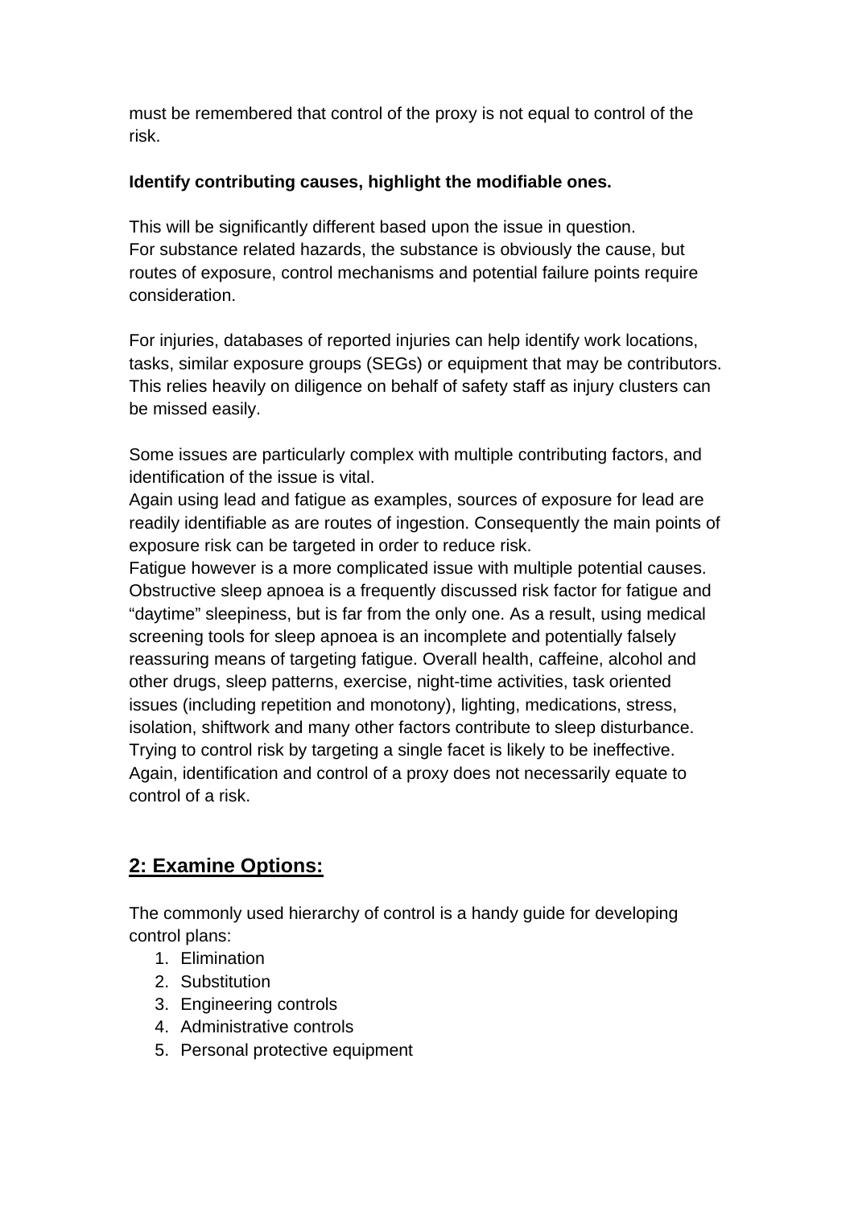must be remembered that control of the proxy is not equal to control of the risk.

**Identify contributing causes, highlight the modifiable ones.**

This will be significantly different based upon the issue in question.
For substance related hazards, the substance is obviously the cause, but routes of exposure, control mechanisms and potential failure points require consideration.

For injuries, databases of reported injuries can help identify work locations, tasks, similar exposure groups (SEGs) or equipment that may be contributors. This relies heavily on diligence on behalf of safety staff as injury clusters can be missed easily.

Some issues are particularly complex with multiple contributing factors, and identification of the issue is vital.
Again using lead and fatigue as examples, sources of exposure for lead are readily identifiable as are routes of ingestion. Consequently the main points of exposure risk can be targeted in order to reduce risk.
Fatigue however is a more complicated issue with multiple potential causes. Obstructive sleep apnoea is a frequently discussed risk factor for fatigue and “daytime” sleepiness, but is far from the only one. As a result, using medical screening tools for sleep apnoea is an incomplete and potentially falsely reassuring means of targeting fatigue. Overall health, caffeine, alcohol and other drugs, sleep patterns, exercise, night-time activities, task oriented issues (including repetition and monotony), lighting, medications, stress, isolation, shiftwork and many other factors contribute to sleep disturbance. Trying to control risk by targeting a single facet is likely to be ineffective. Again, identification and control of a proxy does not necessarily equate to control of a risk.

## 2: Examine Options:

The commonly used hierarchy of control is a handy guide for developing control plans:

1. Elimination
2. Substitution
3. Engineering controls
4. Administrative controls
5. Personal protective equipment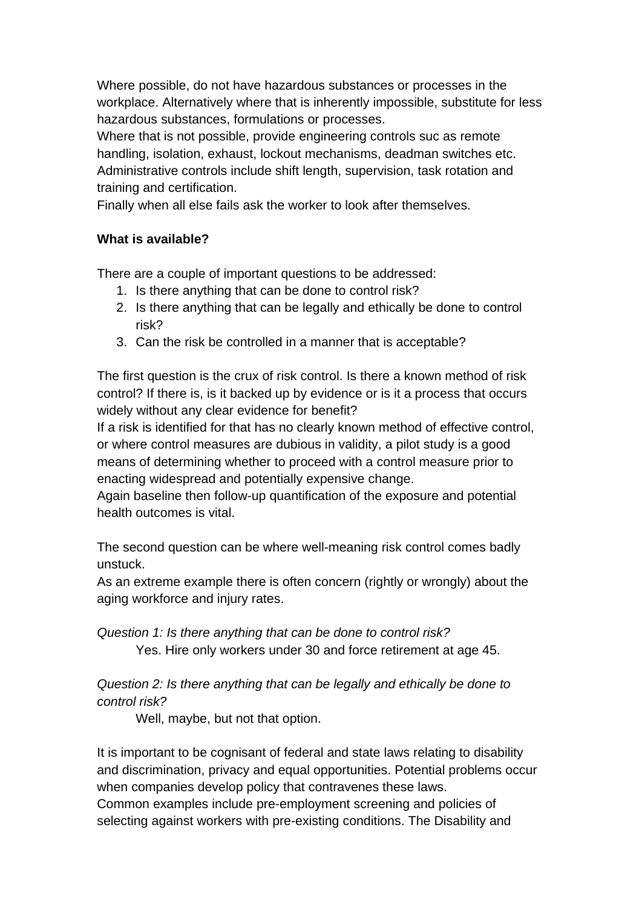Where possible, do not have hazardous substances or processes in the workplace. Alternatively where that is inherently impossible, substitute for less hazardous substances, formulations or processes.
Where that is not possible, provide engineering controls suc as remote handling, isolation, exhaust, lockout mechanisms, deadman switches etc.
Administrative controls include shift length, supervision, task rotation and training and certification.
Finally when all else fails ask the worker to look after themselves.

**What is available?**

There are a couple of important questions to be addressed:

1. Is there anything that can be done to control risk?
2. Is there anything that can be legally and ethically be done to control risk?
3. Can the risk be controlled in a manner that is acceptable?

The first question is the crux of risk control. Is there a known method of risk control? If there is, is it backed up by evidence or is it a process that occurs widely without any clear evidence for benefit?
If a risk is identified for that has no clearly known method of effective control, or where control measures are dubious in validity, a pilot study is a good means of determining whether to proceed with a control measure prior to enacting widespread and potentially expensive change.
Again baseline then follow-up quantification of the exposure and potential health outcomes is vital.

The second question can be where well-meaning risk control comes badly unstuck.
As an extreme example there is often concern (rightly or wrongly) about the aging workforce and injury rates.

*Question 1: Is there anything that can be done to control risk?*

Yes. Hire only workers under 30 and force retirement at age 45.

*Question 2: Is there anything that can be legally and ethically be done to control risk?*

Well, maybe, but not that option.

It is important to be cognisant of federal and state laws relating to disability and discrimination, privacy and equal opportunities. Potential problems occur when companies develop policy that contravenes these laws.
Common examples include pre-employment screening and policies of selecting against workers with pre-existing conditions. The Disability and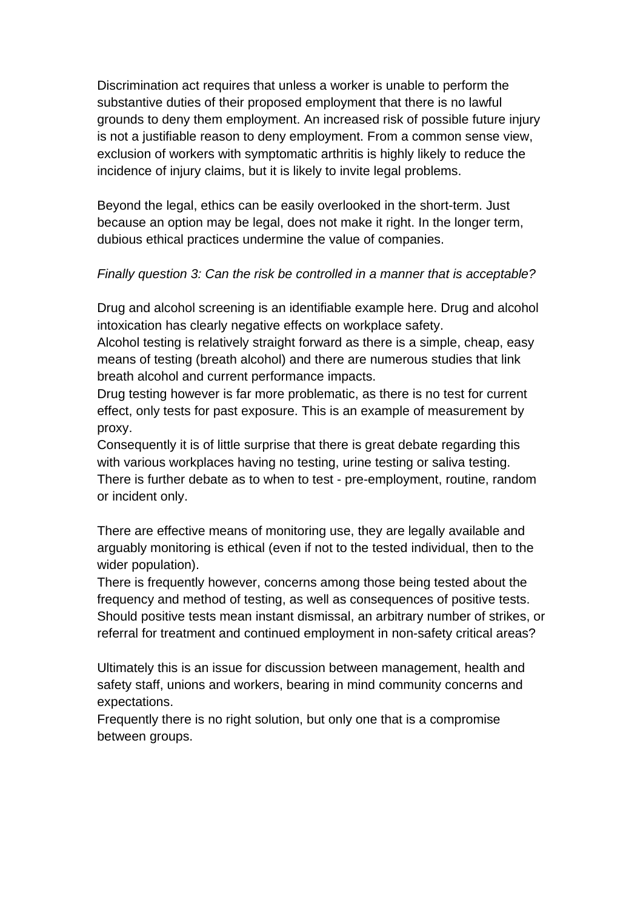Discrimination act requires that unless a worker is unable to perform the substantive duties of their proposed employment that there is no lawful grounds to deny them employment. An increased risk of possible future injury is not a justifiable reason to deny employment. From a common sense view, exclusion of workers with symptomatic arthritis is highly likely to reduce the incidence of injury claims, but it is likely to invite legal problems.

Beyond the legal, ethics can be easily overlooked in the short-term. Just because an option may be legal, does not make it right. In the longer term, dubious ethical practices undermine the value of companies.

*Finally question 3: Can the risk be controlled in a manner that is acceptable?*

Drug and alcohol screening is an identifiable example here. Drug and alcohol intoxication has clearly negative effects on workplace safety.
Alcohol testing is relatively straight forward as there is a simple, cheap, easy means of testing (breath alcohol) and there are numerous studies that link breath alcohol and current performance impacts.
Drug testing however is far more problematic, as there is no test for current effect, only tests for past exposure. This is an example of measurement by proxy.
Consequently it is of little surprise that there is great debate regarding this with various workplaces having no testing, urine testing or saliva testing.
There is further debate as to when to test - pre-employment, routine, random or incident only.

There are effective means of monitoring use, they are legally available and arguably monitoring is ethical (even if not to the tested individual, then to the wider population).
There is frequently however, concerns among those being tested about the frequency and method of testing, as well as consequences of positive tests. Should positive tests mean instant dismissal, an arbitrary number of strikes, or referral for treatment and continued employment in non-safety critical areas?

Ultimately this is an issue for discussion between management, health and safety staff, unions and workers, bearing in mind community concerns and expectations.
Frequently there is no right solution, but only one that is a compromise between groups.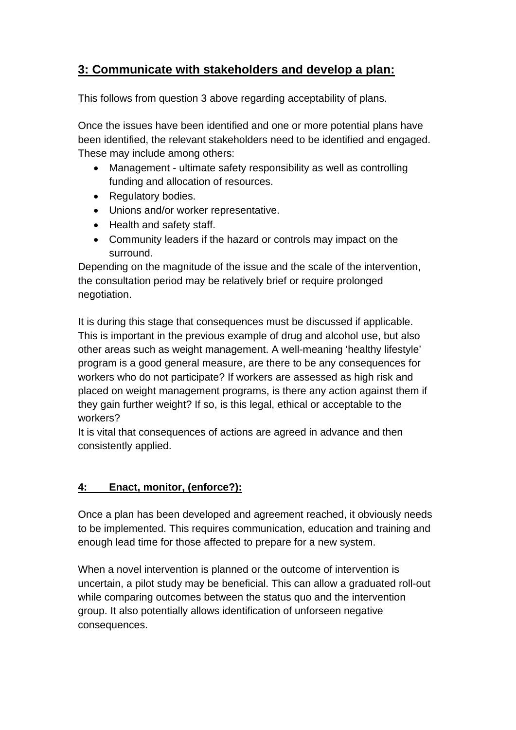## 3: Communicate with stakeholders and develop a plan:

This follows from question 3 above regarding acceptability of plans.

Once the issues have been identified and one or more potential plans have been identified, the relevant stakeholders need to be identified and engaged. These may include among others:

- Management - ultimate safety responsibility as well as controlling funding and allocation of resources.
- Regulatory bodies.
- Unions and/or worker representative.
- Health and safety staff.
- Community leaders if the hazard or controls may impact on the surround.

Depending on the magnitude of the issue and the scale of the intervention, the consultation period may be relatively brief or require prolonged negotiation.

It is during this stage that consequences must be discussed if applicable. This is important in the previous example of drug and alcohol use, but also other areas such as weight management. A well-meaning 'healthy lifestyle' program is a good general measure, are there to be any consequences for workers who do not participate? If workers are assessed as high risk and placed on weight management programs, is there any action against them if they gain further weight? If so, is this legal, ethical or acceptable to the workers?
It is vital that consequences of actions are agreed in advance and then consistently applied.

## 4: Enact, monitor, (enforce?):

Once a plan has been developed and agreement reached, it obviously needs to be implemented. This requires communication, education and training and enough lead time for those affected to prepare for a new system.

When a novel intervention is planned or the outcome of intervention is uncertain, a pilot study may be beneficial. This can allow a graduated roll-out while comparing outcomes between the status quo and the intervention group. It also potentially allows identification of unforseen negative consequences.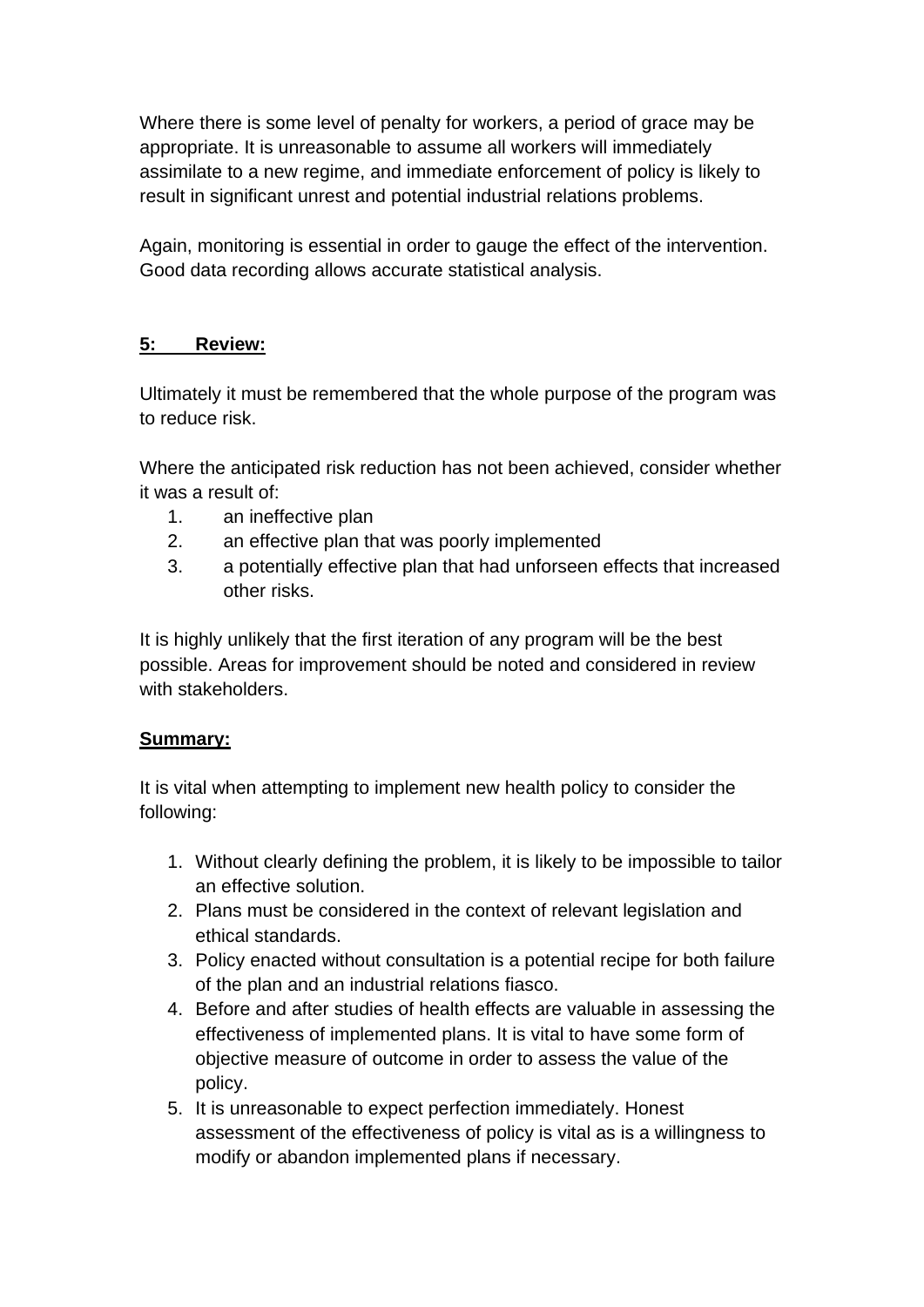Where there is some level of penalty for workers, a period of grace may be appropriate. It is unreasonable to assume all workers will immediately assimilate to a new regime, and immediate enforcement of policy is likely to result in significant unrest and potential industrial relations problems.

Again, monitoring is essential in order to gauge the effect of the intervention. Good data recording allows accurate statistical analysis.

**5: Review:**

Ultimately it must be remembered that the whole purpose of the program was to reduce risk.

Where the anticipated risk reduction has not been achieved, consider whether it was a result of:

1. an ineffective plan
2. an effective plan that was poorly implemented
3. a potentially effective plan that had unforseen effects that increased other risks.

It is highly unlikely that the first iteration of any program will be the best possible. Areas for improvement should be noted and considered in review with stakeholders.

**Summary:**

It is vital when attempting to implement new health policy to consider the following:

1. Without clearly defining the problem, it is likely to be impossible to tailor an effective solution.
2. Plans must be considered in the context of relevant legislation and ethical standards.
3. Policy enacted without consultation is a potential recipe for both failure of the plan and an industrial relations fiasco.
4. Before and after studies of health effects are valuable in assessing the effectiveness of implemented plans. It is vital to have some form of objective measure of outcome in order to assess the value of the policy.
5. It is unreasonable to expect perfection immediately. Honest assessment of the effectiveness of policy is vital as is a willingness to modify or abandon implemented plans if necessary.